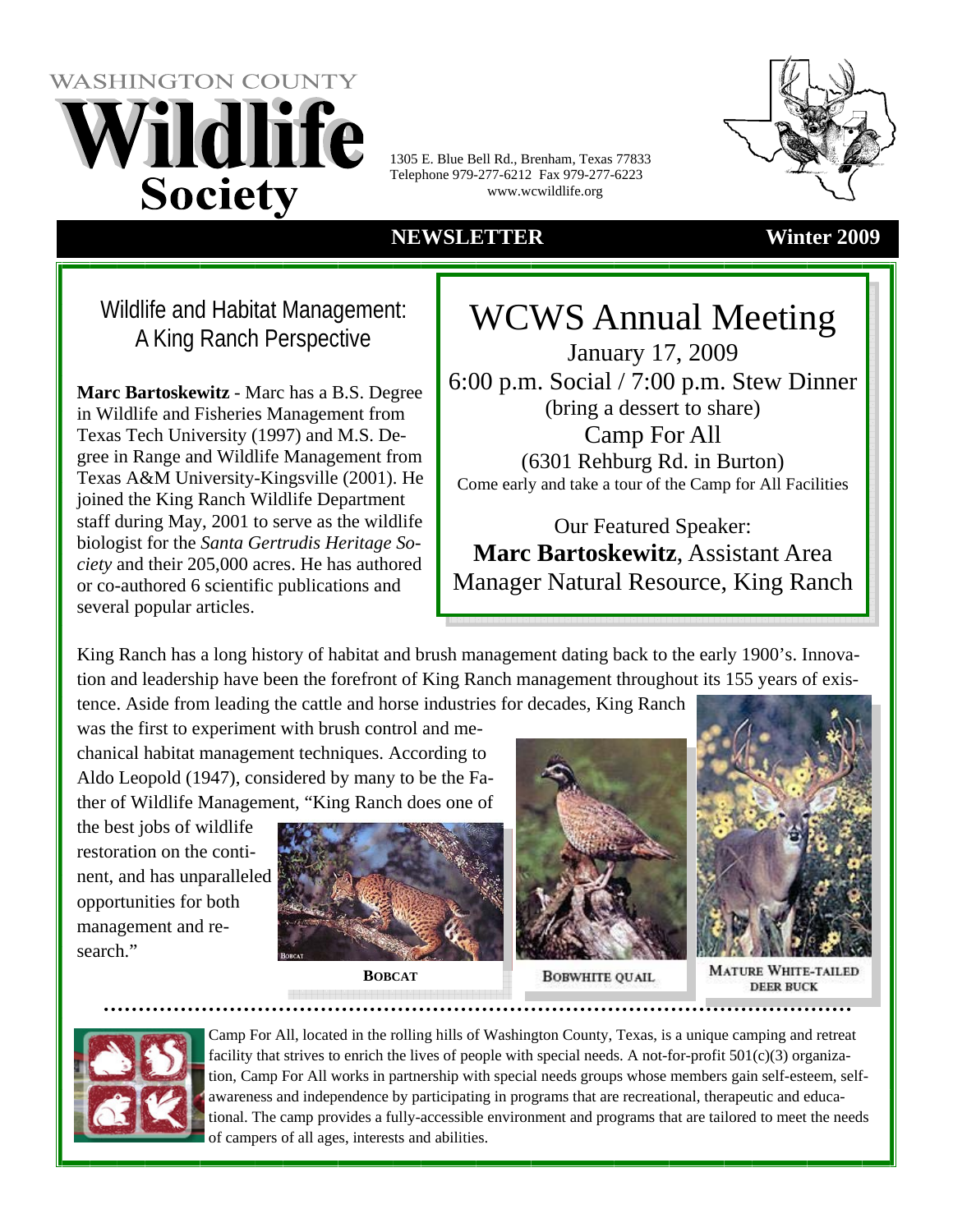# WASHINGTON COUNTY Wildlife Society

1305 E. Blue Bell Rd., Brenham, Texas 77833
Telephone 979-277-6212 Fax 979-277-6223
www.wcwildlife.org

**NEWSLETTER** **Winter 2009**

## Wildlife and Habitat Management: A King Ranch Perspective

**Marc Bartoskewitz** - Marc has a B.S. Degree in Wildlife and Fisheries Management from Texas Tech University (1997) and M.S. Degree in Range and Wildlife Management from Texas A&M University-Kingsville (2001). He joined the King Ranch Wildlife Department staff during May, 2001 to serve as the wildlife biologist for the *Santa Gertrudis Heritage Society* and their 205,000 acres. He has authored or co-authored 6 scientific publications and several popular articles.

## WCWS Annual Meeting

January 17, 2009
6:00 p.m. Social / 7:00 p.m. Stew Dinner
(bring a dessert to share)
Camp For All
(6301 Rehburg Rd. in Burton)
Come early and take a tour of the Camp for All Facilities

Our Featured Speaker:
**Marc Bartoskewitz**, Assistant Area Manager Natural Resource, King Ranch

King Ranch has a long history of habitat and brush management dating back to the early 1900's. Innovation and leadership have been the forefront of King Ranch management throughout its 155 years of existence. Aside from leading the cattle and horse industries for decades, King Ranch was the first to experiment with brush control and mechanical habitat management techniques. According to Aldo Leopold (1947), considered by many to be the Father of Wildlife Management, "King Ranch does one of the best jobs of wildlife restoration on the continent, and has unparalleled opportunities for both management and research."

**BOBCAT**

BOBWHITE QUAIL

MATURE WHITE-TAILED DEER BUCK

Camp For All, located in the rolling hills of Washington County, Texas, is a unique camping and retreat facility that strives to enrich the lives of people with special needs. A not-for-profit 501(c)(3) organization, Camp For All works in partnership with special needs groups whose members gain self-esteem, self-awareness and independence by participating in programs that are recreational, therapeutic and educational. The camp provides a fully-accessible environment and programs that are tailored to meet the needs of campers of all ages, interests and abilities.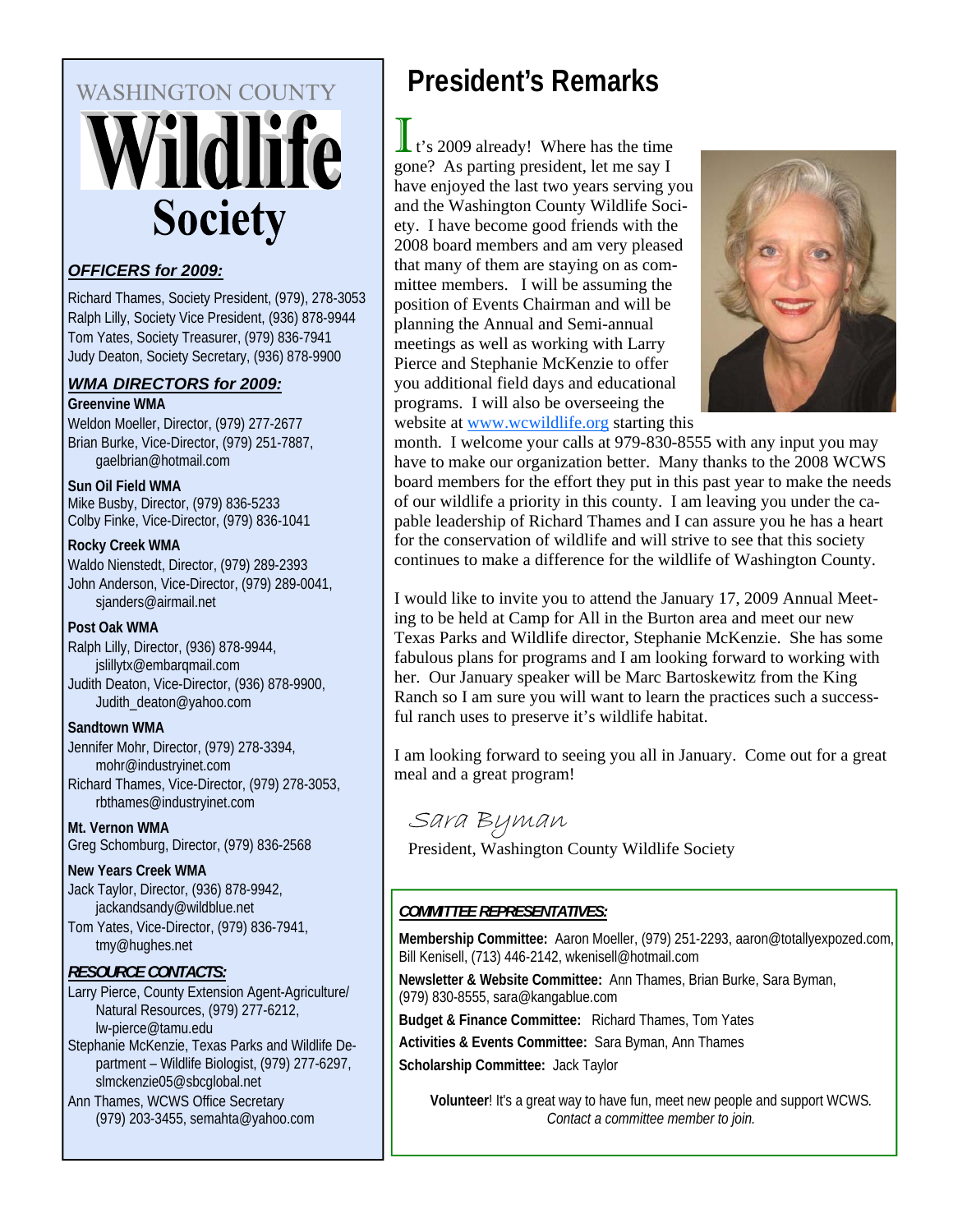# WASHINGTON COUNTY Wildlife Society

### *OFFICERS for 2009:*

Richard Thames, Society President, (979), 278-3053
Ralph Lilly, Society Vice President, (936) 878-9944
Tom Yates, Society Treasurer, (979) 836-7941
Judy Deaton, Society Secretary, (936) 878-9900

### *WMA DIRECTORS for 2009:*

**Greenvine WMA**
Weldon Moeller, Director, (979) 277-2677
Brian Burke, Vice-Director, (979) 251-7887, gaelbrian@hotmail.com

**Sun Oil Field WMA**
Mike Busby, Director, (979) 836-5233
Colby Finke, Vice-Director, (979) 836-1041

**Rocky Creek WMA**
Waldo Nienstedt, Director, (979) 289-2393
John Anderson, Vice-Director, (979) 289-0041, sjanders@airmail.net

**Post Oak WMA**
Ralph Lilly, Director, (936) 878-9944, jslillytx@embarqmail.com
Judith Deaton, Vice-Director, (936) 878-9900, Judith_deaton@yahoo.com

**Sandtown WMA**
Jennifer Mohr, Director, (979) 278-3394, mohr@industryinet.com
Richard Thames, Vice-Director, (979) 278-3053, rbthames@industryinet.com

**Mt. Vernon WMA**
Greg Schomburg, Director, (979) 836-2568

**New Years Creek WMA**
Jack Taylor, Director, (936) 878-9942, jackandsandy@wildblue.net
Tom Yates, Vice-Director, (979) 836-7941, tmy@hughes.net

### *RESOURCE CONTACTS:*

Larry Pierce, County Extension Agent-Agriculture/ Natural Resources, (979) 277-6212, lw-pierce@tamu.edu
Stephanie McKenzie, Texas Parks and Wildlife Department – Wildlife Biologist, (979) 277-6297, slmckenzie05@sbcglobal.net
Ann Thames, WCWS Office Secretary (979) 203-3455, semahta@yahoo.com

# President's Remarks

It's 2009 already! Where has the time gone? As parting president, let me say I have enjoyed the last two years serving you and the Washington County Wildlife Society. I have become good friends with the 2008 board members and am very pleased that many of them are staying on as committee members. I will be assuming the position of Events Chairman and will be planning the Annual and Semi-annual meetings as well as working with Larry Pierce and Stephanie McKenzie to offer you additional field days and educational programs. I will also be overseeing the website at www.wcwildlife.org starting this month. I welcome your calls at 979-830-8555 with any input you may have to make our organization better. Many thanks to the 2008 WCWS board members for the effort they put in this past year to make the needs of our wildlife a priority in this county. I am leaving you under the capable leadership of Richard Thames and I can assure you he has a heart for the conservation of wildlife and will strive to see that this society continues to make a difference for the wildlife of Washington County.

I would like to invite you to attend the January 17, 2009 Annual Meeting to be held at Camp for All in the Burton area and meet our new Texas Parks and Wildlife director, Stephanie McKenzie. She has some fabulous plans for programs and I am looking forward to working with her. Our January speaker will be Marc Bartoskewitz from the King Ranch so I am sure you will want to learn the practices such a successful ranch uses to preserve it's wildlife habitat.

I am looking forward to seeing you all in January. Come out for a great meal and a great program!

*Sara Byman*
President, Washington County Wildlife Society

### *COMMITTEE REPRESENTATIVES:*

**Membership Committee:** Aaron Moeller, (979) 251-2293, aaron@totallyexpozed.com, Bill Kenisell, (713) 446-2142, wkenisell@hotmail.com

**Newsletter & Website Committee:** Ann Thames, Brian Burke, Sara Byman, (979) 830-8555, sara@kangablue.com

**Budget & Finance Committee:** Richard Thames, Tom Yates

**Activities & Events Committee:** Sara Byman, Ann Thames

**Scholarship Committee:** Jack Taylor

**Volunteer**! It's a great way to have fun, meet new people and support WCWS. *Contact a committee member to join.*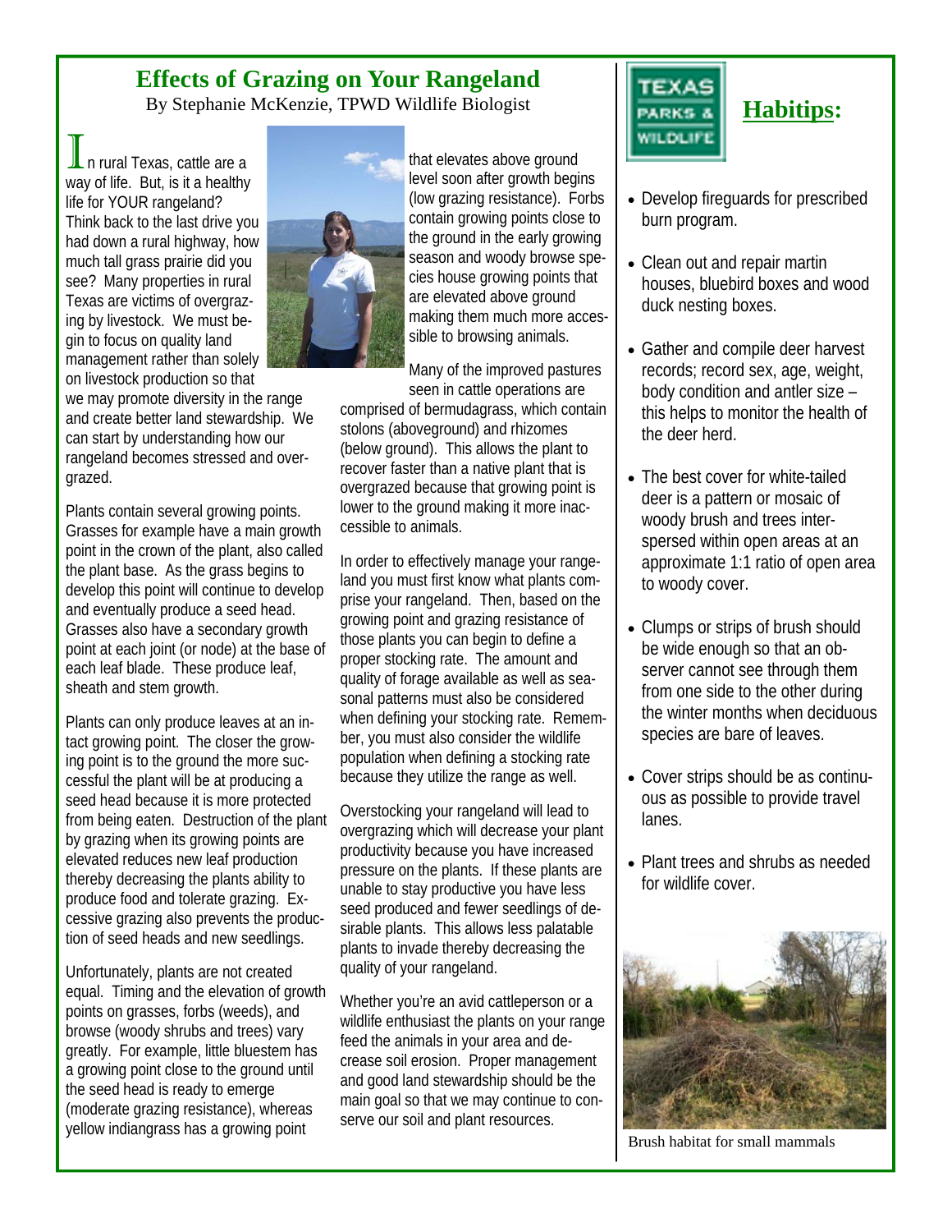# Effects of Grazing on Your Rangeland

By Stephanie McKenzie, TPWD Wildlife Biologist

In rural Texas, cattle are a way of life. But, is it a healthy life for YOUR rangeland? Think back to the last drive you had down a rural highway, how much tall grass prairie did you see? Many properties in rural Texas are victims of overgrazing by livestock. We must begin to focus on quality land management rather than solely on livestock production so that we may promote diversity in the range and create better land stewardship. We can start by understanding how our rangeland becomes stressed and overgrazed.

Plants contain several growing points. Grasses for example have a main growth point in the crown of the plant, also called the plant base. As the grass begins to develop this point will continue to develop and eventually produce a seed head. Grasses also have a secondary growth point at each joint (or node) at the base of each leaf blade. These produce leaf, sheath and stem growth.

Plants can only produce leaves at an intact growing point. The closer the growing point is to the ground the more successful the plant will be at producing a seed head because it is more protected from being eaten. Destruction of the plant by grazing when its growing points are elevated reduces new leaf production thereby decreasing the plants ability to produce food and tolerate grazing. Excessive grazing also prevents the production of seed heads and new seedlings.

Unfortunately, plants are not created equal. Timing and the elevation of growth points on grasses, forbs (weeds), and browse (woody shrubs and trees) vary greatly. For example, little bluestem has a growing point close to the ground until the seed head is ready to emerge (moderate grazing resistance), whereas yellow indiangrass has a growing point that elevates above ground level soon after growth begins (low grazing resistance). Forbs contain growing points close to the ground in the early growing season and woody browse species house growing points that are elevated above ground making them much more accessible to browsing animals.

Many of the improved pastures seen in cattle operations are comprised of bermudagrass, which contain stolons (aboveground) and rhizomes (below ground). This allows the plant to recover faster than a native plant that is overgrazed because that growing point is lower to the ground making it more inaccessible to animals.

In order to effectively manage your rangeland you must first know what plants comprise your rangeland. Then, based on the growing point and grazing resistance of those plants you can begin to define a proper stocking rate. The amount and quality of forage available as well as seasonal patterns must also be considered when defining your stocking rate. Remember, you must also consider the wildlife population when defining a stocking rate because they utilize the range as well.

Overstocking your rangeland will lead to overgrazing which will decrease your plant productivity because you have increased pressure on the plants. If these plants are unable to stay productive you have less seed produced and fewer seedlings of desirable plants. This allows less palatable plants to invade thereby decreasing the quality of your rangeland.

Whether you're an avid cattleperson or a wildlife enthusiast the plants on your range feed the animals in your area and decrease soil erosion. Proper management and good land stewardship should be the main goal so that we may continue to conserve our soil and plant resources.

## Habitips:

- Develop fireguards for prescribed burn program.
- Clean out and repair martin houses, bluebird boxes and wood duck nesting boxes.
- Gather and compile deer harvest records; record sex, age, weight, body condition and antler size – this helps to monitor the health of the deer herd.
- The best cover for white-tailed deer is a pattern or mosaic of woody brush and trees interspersed within open areas at an approximate 1:1 ratio of open area to woody cover.
- Clumps or strips of brush should be wide enough so that an observer cannot see through them from one side to the other during the winter months when deciduous species are bare of leaves.
- Cover strips should be as continuous as possible to provide travel lanes.
- Plant trees and shrubs as needed for wildlife cover.

Brush habitat for small mammals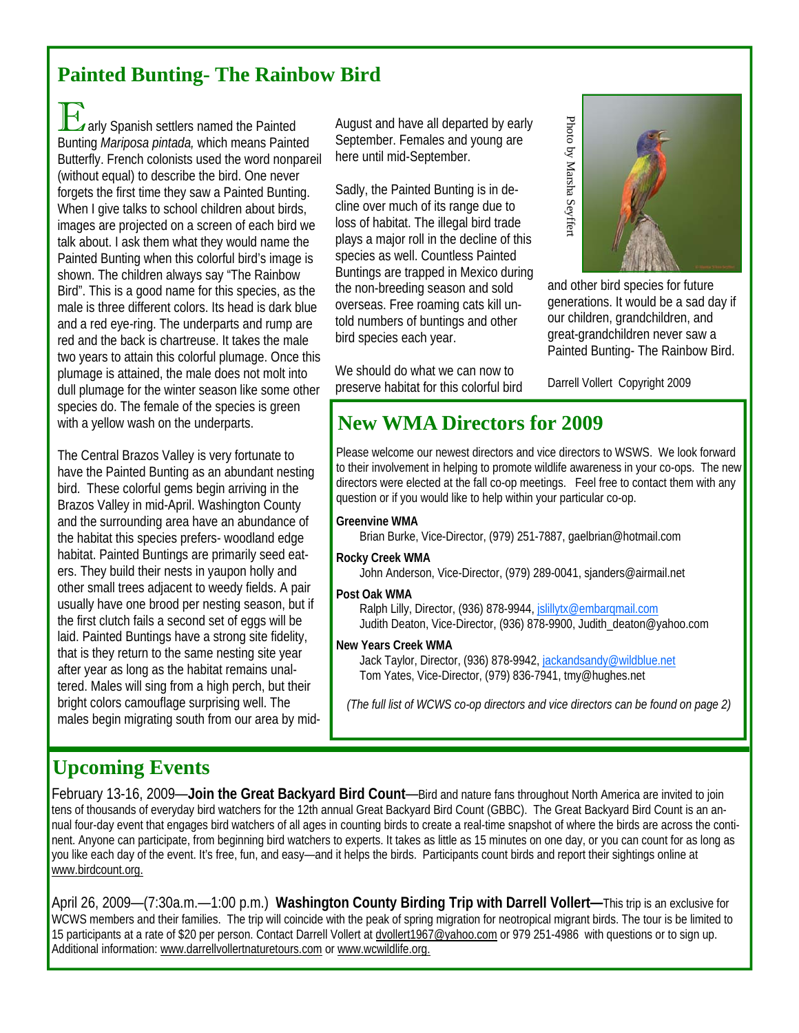## Painted Bunting- The Rainbow Bird

Early Spanish settlers named the Painted Bunting *Mariposa pintada,* which means Painted Butterfly. French colonists used the word nonpareil (without equal) to describe the bird. One never forgets the first time they saw a Painted Bunting. When I give talks to school children about birds, images are projected on a screen of each bird we talk about. I ask them what they would name the Painted Bunting when this colorful bird's image is shown. The children always say "The Rainbow Bird". This is a good name for this species, as the male is three different colors. Its head is dark blue and a red eye-ring. The underparts and rump are red and the back is chartreuse. It takes the male two years to attain this colorful plumage. Once this plumage is attained, the male does not molt into dull plumage for the winter season like some other species do. The female of the species is green with a yellow wash on the underparts.

The Central Brazos Valley is very fortunate to have the Painted Bunting as an abundant nesting bird. These colorful gems begin arriving in the Brazos Valley in mid-April. Washington County and the surrounding area have an abundance of the habitat this species prefers- woodland edge habitat. Painted Buntings are primarily seed eaters. They build their nests in yaupon holly and other small trees adjacent to weedy fields. A pair usually have one brood per nesting season, but if the first clutch fails a second set of eggs will be laid. Painted Buntings have a strong site fidelity, that is they return to the same nesting site year after year as long as the habitat remains unaltered. Males will sing from a high perch, but their bright colors camouflage surprising well. The males begin migrating south from our area by mid-August and have all departed by early September. Females and young are here until mid-September.

Sadly, the Painted Bunting is in decline over much of its range due to loss of habitat. The illegal bird trade plays a major roll in the decline of this species as well. Countless Painted Buntings are trapped in Mexico during the non-breeding season and sold overseas. Free roaming cats kill untold numbers of buntings and other bird species each year.

We should do what we can now to preserve habitat for this colorful bird and other bird species for future generations. It would be a sad day if our children, grandchildren, and great-grandchildren never saw a Painted Bunting- The Rainbow Bird.

Photo by Marsha Seyffert

Darrell Vollert Copyright 2009

## New WMA Directors for 2009

Please welcome our newest directors and vice directors to WSWS. We look forward to their involvement in helping to promote wildlife awareness in your co-ops. The new directors were elected at the fall co-op meetings. Feel free to contact them with any question or if you would like to help within your particular co-op.

**Greenvine WMA**
Brian Burke, Vice-Director, (979) 251-7887, gaelbrian@hotmail.com

**Rocky Creek WMA**
John Anderson, Vice-Director, (979) 289-0041, sjanders@airmail.net

**Post Oak WMA**
Ralph Lilly, Director, (936) 878-9944, jslillytx@embarqmail.com
Judith Deaton, Vice-Director, (936) 878-9900, Judith_deaton@yahoo.com

**New Years Creek WMA**
Jack Taylor, Director, (936) 878-9942, jackandsandy@wildblue.net
Tom Yates, Vice-Director, (979) 836-7941, tmy@hughes.net

*(The full list of WCWS co-op directors and vice directors can be found on page 2)*

## Upcoming Events

February 13-16, 2009—**Join the Great Backyard Bird Count**—Bird and nature fans throughout North America are invited to join tens of thousands of everyday bird watchers for the 12th annual Great Backyard Bird Count (GBBC). The Great Backyard Bird Count is an annual four-day event that engages bird watchers of all ages in counting birds to create a real-time snapshot of where the birds are across the continent. Anyone can participate, from beginning bird watchers to experts. It takes as little as 15 minutes on one day, or you can count for as long as you like each day of the event. It's free, fun, and easy—and it helps the birds. Participants count birds and report their sightings online at www.birdcount.org.

April 26, 2009—(7:30a.m.—1:00 p.m.) **Washington County Birding Trip with Darrell Vollert—**This trip is an exclusive for WCWS members and their families. The trip will coincide with the peak of spring migration for neotropical migrant birds. The tour is be limited to 15 participants at a rate of $20 per person. Contact Darrell Vollert at dvollert1967@yahoo.com or 979 251-4986 with questions or to sign up. Additional information: www.darrellvollertnaturetours.com or www.wcwildlife.org.